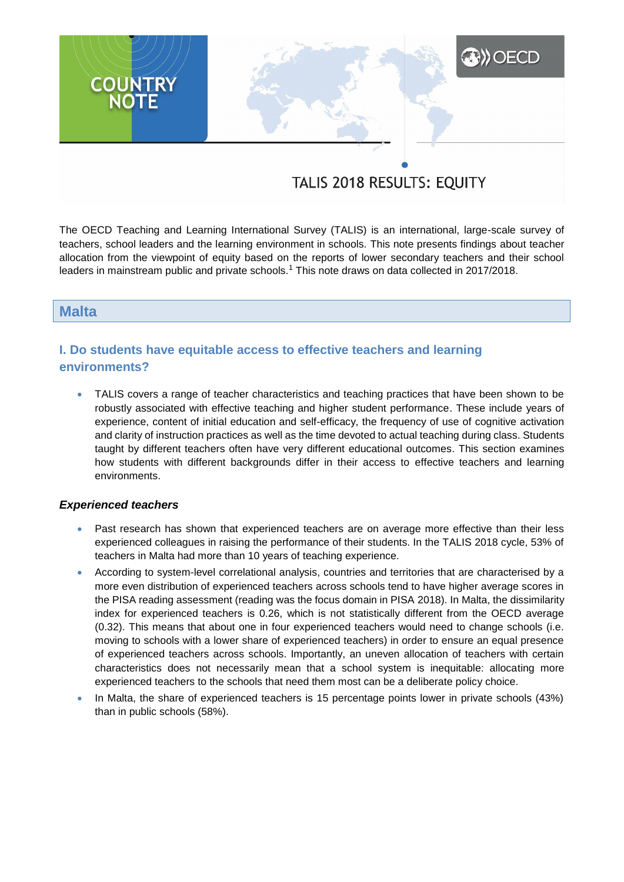# COUNTRY NOTE

OECD

TALIS 2018 RESULTS: EQUITY

The OECD Teaching and Learning International Survey (TALIS) is an international, large-scale survey of teachers, school leaders and the learning environment in schools. This note presents findings about teacher allocation from the viewpoint of equity based on the reports of lower secondary teachers and their school leaders in mainstream public and private schools.[1] This note draws on data collected in 2017/2018.

## Malta

### I. Do students have equitable access to effective teachers and learning environments?

- TALIS covers a range of teacher characteristics and teaching practices that have been shown to be robustly associated with effective teaching and higher student performance. These include years of experience, content of initial education and self-efficacy, the frequency of use of cognitive activation and clarity of instruction practices as well as the time devoted to actual teaching during class. Students taught by different teachers often have very different educational outcomes. This section examines how students with different backgrounds differ in their access to effective teachers and learning environments.

#### *Experienced teachers*

- Past research has shown that experienced teachers are on average more effective than their less experienced colleagues in raising the performance of their students. In the TALIS 2018 cycle, 53% of teachers in Malta had more than 10 years of teaching experience.
- According to system-level correlational analysis, countries and territories that are characterised by a more even distribution of experienced teachers across schools tend to have higher average scores in the PISA reading assessment (reading was the focus domain in PISA 2018). In Malta, the dissimilarity index for experienced teachers is 0.26, which is not statistically different from the OECD average (0.32). This means that about one in four experienced teachers would need to change schools (i.e. moving to schools with a lower share of experienced teachers) in order to ensure an equal presence of experienced teachers across schools. Importantly, an uneven allocation of teachers with certain characteristics does not necessarily mean that a school system is inequitable: allocating more experienced teachers to the schools that need them most can be a deliberate policy choice.
- In Malta, the share of experienced teachers is 15 percentage points lower in private schools (43%) than in public schools (58%).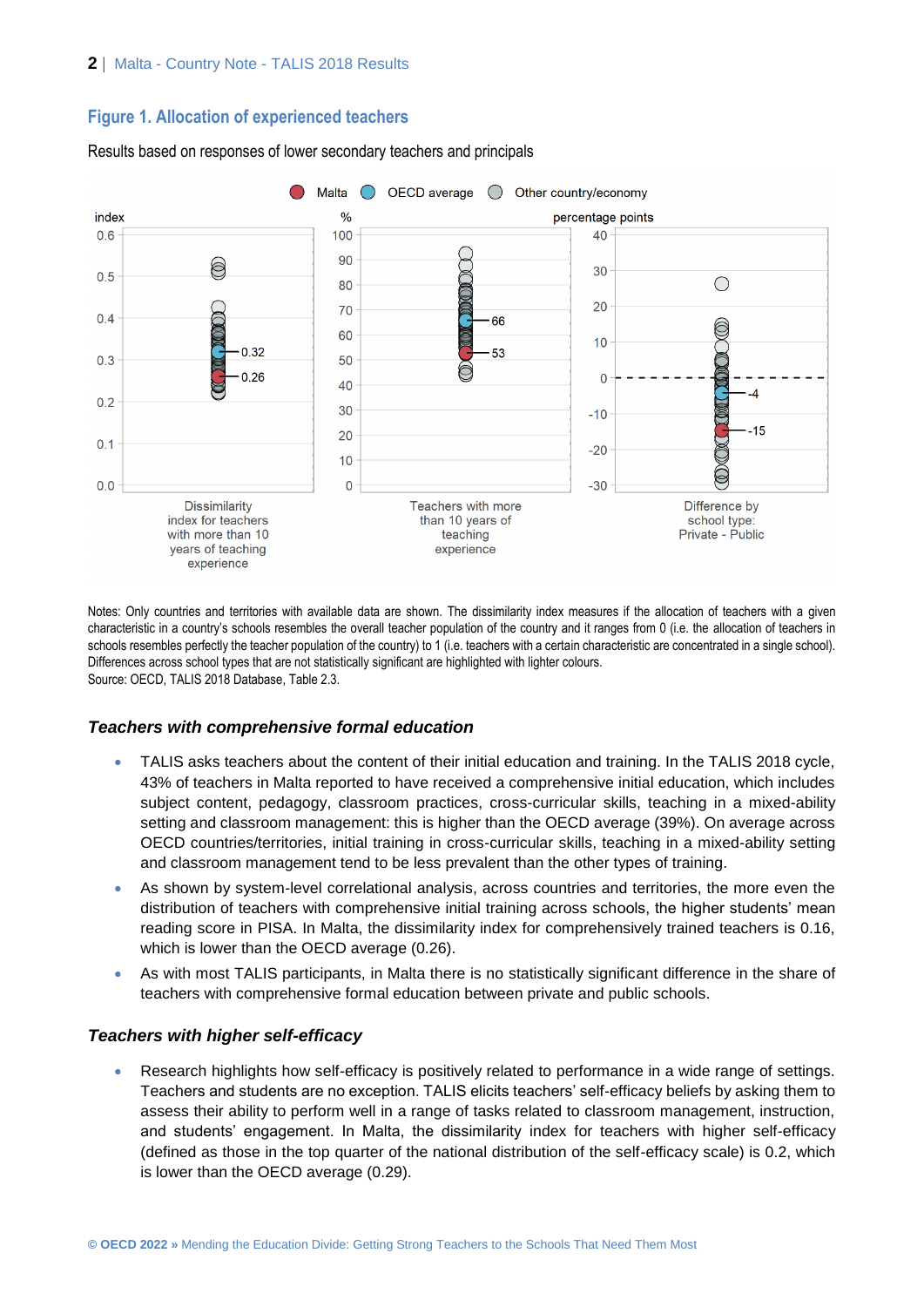## Figure 1. Allocation of experienced teachers

Results based on responses of lower secondary teachers and principals

Malta | OECD average | Other country/economy

| | Malta | OECD average |
|---|---|---|
| Dissimilarity index for teachers with more than 10 years of teaching experience (index) | 0.26 | 0.32 |
| Teachers with more than 10 years of teaching experience (%) | 53 | 66 |
| Difference by school type: Private - Public (percentage points) | -15 | -4 |

Notes: Only countries and territories with available data are shown. The dissimilarity index measures if the allocation of teachers with a given characteristic in a country's schools resembles the overall teacher population of the country and it ranges from 0 (i.e. the allocation of teachers in schools resembles perfectly the teacher population of the country) to 1 (i.e. teachers with a certain characteristic are concentrated in a single school). Differences across school types that are not statistically significant are highlighted with lighter colours.
Source: OECD, TALIS 2018 Database, Table 2.3.

### *Teachers with comprehensive formal education*

- TALIS asks teachers about the content of their initial education and training. In the TALIS 2018 cycle, 43% of teachers in Malta reported to have received a comprehensive initial education, which includes subject content, pedagogy, classroom practices, cross-curricular skills, teaching in a mixed-ability setting and classroom management: this is higher than the OECD average (39%). On average across OECD countries/territories, initial training in cross-curricular skills, teaching in a mixed-ability setting and classroom management tend to be less prevalent than the other types of training.
- As shown by system-level correlational analysis, across countries and territories, the more even the distribution of teachers with comprehensive initial training across schools, the higher students' mean reading score in PISA. In Malta, the dissimilarity index for comprehensively trained teachers is 0.16, which is lower than the OECD average (0.26).
- As with most TALIS participants, in Malta there is no statistically significant difference in the share of teachers with comprehensive formal education between private and public schools.

### *Teachers with higher self-efficacy*

- Research highlights how self-efficacy is positively related to performance in a wide range of settings. Teachers and students are no exception. TALIS elicits teachers' self-efficacy beliefs by asking them to assess their ability to perform well in a range of tasks related to classroom management, instruction, and students' engagement. In Malta, the dissimilarity index for teachers with higher self-efficacy (defined as those in the top quarter of the national distribution of the self-efficacy scale) is 0.2, which is lower than the OECD average (0.29).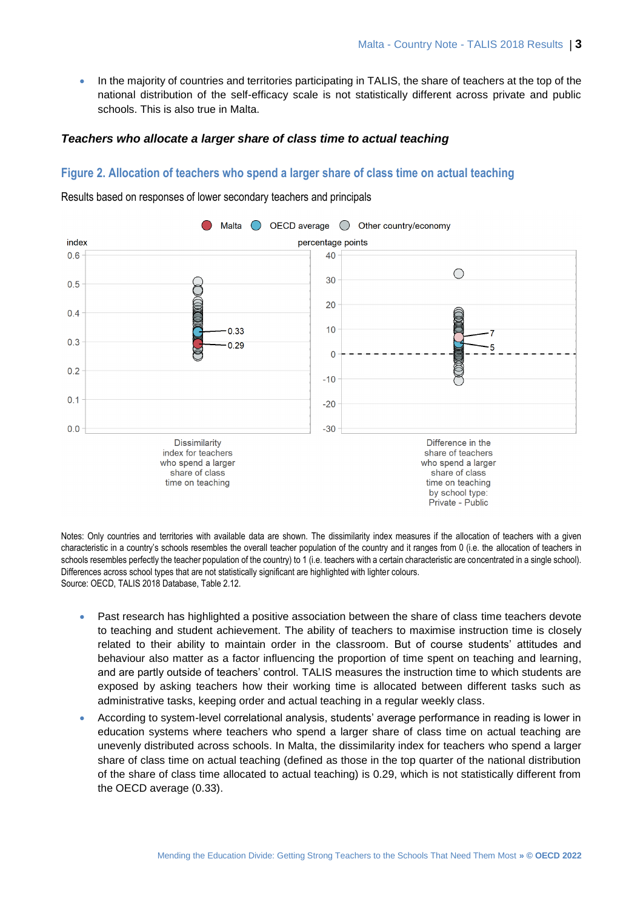- In the majority of countries and territories participating in TALIS, the share of teachers at the top of the national distribution of the self-efficacy scale is not statistically different across private and public schools. This is also true in Malta.

### *Teachers who allocate a larger share of class time to actual teaching*

## Figure 2. Allocation of teachers who spend a larger share of class time on actual teaching

Results based on responses of lower secondary teachers and principals

Notes: Only countries and territories with available data are shown. The dissimilarity index measures if the allocation of teachers with a given characteristic in a country's schools resembles the overall teacher population of the country and it ranges from 0 (i.e. the allocation of teachers in schools resembles perfectly the teacher population of the country) to 1 (i.e. teachers with a certain characteristic are concentrated in a single school). Differences across school types that are not statistically significant are highlighted with lighter colours.
Source: OECD, TALIS 2018 Database, Table 2.12.

- Past research has highlighted a positive association between the share of class time teachers devote to teaching and student achievement. The ability of teachers to maximise instruction time is closely related to their ability to maintain order in the classroom. But of course students' attitudes and behaviour also matter as a factor influencing the proportion of time spent on teaching and learning, and are partly outside of teachers' control. TALIS measures the instruction time to which students are exposed by asking teachers how their working time is allocated between different tasks such as administrative tasks, keeping order and actual teaching in a regular weekly class.
- According to system-level correlational analysis, students' average performance in reading is lower in education systems where teachers who spend a larger share of class time on actual teaching are unevenly distributed across schools. In Malta, the dissimilarity index for teachers who spend a larger share of class time on actual teaching (defined as those in the top quarter of the national distribution of the share of class time allocated to actual teaching) is 0.29, which is not statistically different from the OECD average (0.33).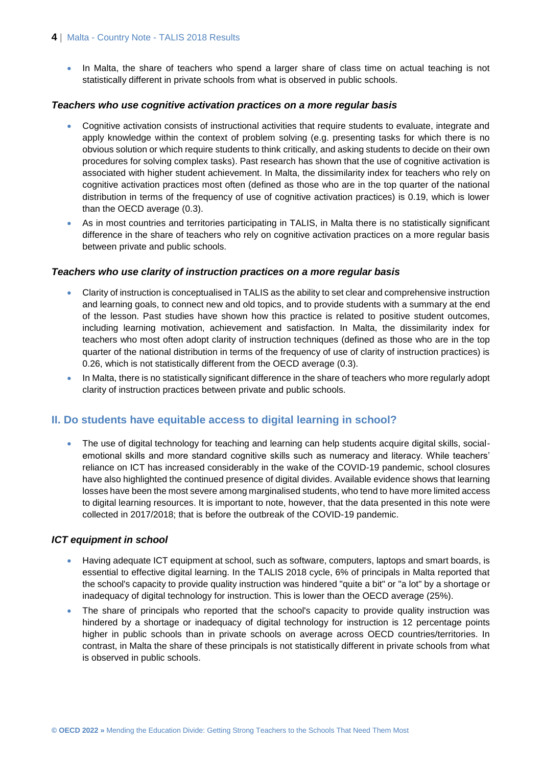- In Malta, the share of teachers who spend a larger share of class time on actual teaching is not statistically different in private schools from what is observed in public schools.

### *Teachers who use cognitive activation practices on a more regular basis*

- Cognitive activation consists of instructional activities that require students to evaluate, integrate and apply knowledge within the context of problem solving (e.g. presenting tasks for which there is no obvious solution or which require students to think critically, and asking students to decide on their own procedures for solving complex tasks). Past research has shown that the use of cognitive activation is associated with higher student achievement. In Malta, the dissimilarity index for teachers who rely on cognitive activation practices most often (defined as those who are in the top quarter of the national distribution in terms of the frequency of use of cognitive activation practices) is 0.19, which is lower than the OECD average (0.3).
- As in most countries and territories participating in TALIS, in Malta there is no statistically significant difference in the share of teachers who rely on cognitive activation practices on a more regular basis between private and public schools.

### *Teachers who use clarity of instruction practices on a more regular basis*

- Clarity of instruction is conceptualised in TALIS as the ability to set clear and comprehensive instruction and learning goals, to connect new and old topics, and to provide students with a summary at the end of the lesson. Past studies have shown how this practice is related to positive student outcomes, including learning motivation, achievement and satisfaction. In Malta, the dissimilarity index for teachers who most often adopt clarity of instruction techniques (defined as those who are in the top quarter of the national distribution in terms of the frequency of use of clarity of instruction practices) is 0.26, which is not statistically different from the OECD average (0.3).
- In Malta, there is no statistically significant difference in the share of teachers who more regularly adopt clarity of instruction practices between private and public schools.

## II. Do students have equitable access to digital learning in school?

- The use of digital technology for teaching and learning can help students acquire digital skills, social-emotional skills and more standard cognitive skills such as numeracy and literacy. While teachers' reliance on ICT has increased considerably in the wake of the COVID-19 pandemic, school closures have also highlighted the continued presence of digital divides. Available evidence shows that learning losses have been the most severe among marginalised students, who tend to have more limited access to digital learning resources. It is important to note, however, that the data presented in this note were collected in 2017/2018; that is before the outbreak of the COVID-19 pandemic.

### *ICT equipment in school*

- Having adequate ICT equipment at school, such as software, computers, laptops and smart boards, is essential to effective digital learning. In the TALIS 2018 cycle, 6% of principals in Malta reported that the school's capacity to provide quality instruction was hindered "quite a bit" or "a lot" by a shortage or inadequacy of digital technology for instruction. This is lower than the OECD average (25%).
- The share of principals who reported that the school's capacity to provide quality instruction was hindered by a shortage or inadequacy of digital technology for instruction is 12 percentage points higher in public schools than in private schools on average across OECD countries/territories. In contrast, in Malta the share of these principals is not statistically different in private schools from what is observed in public schools.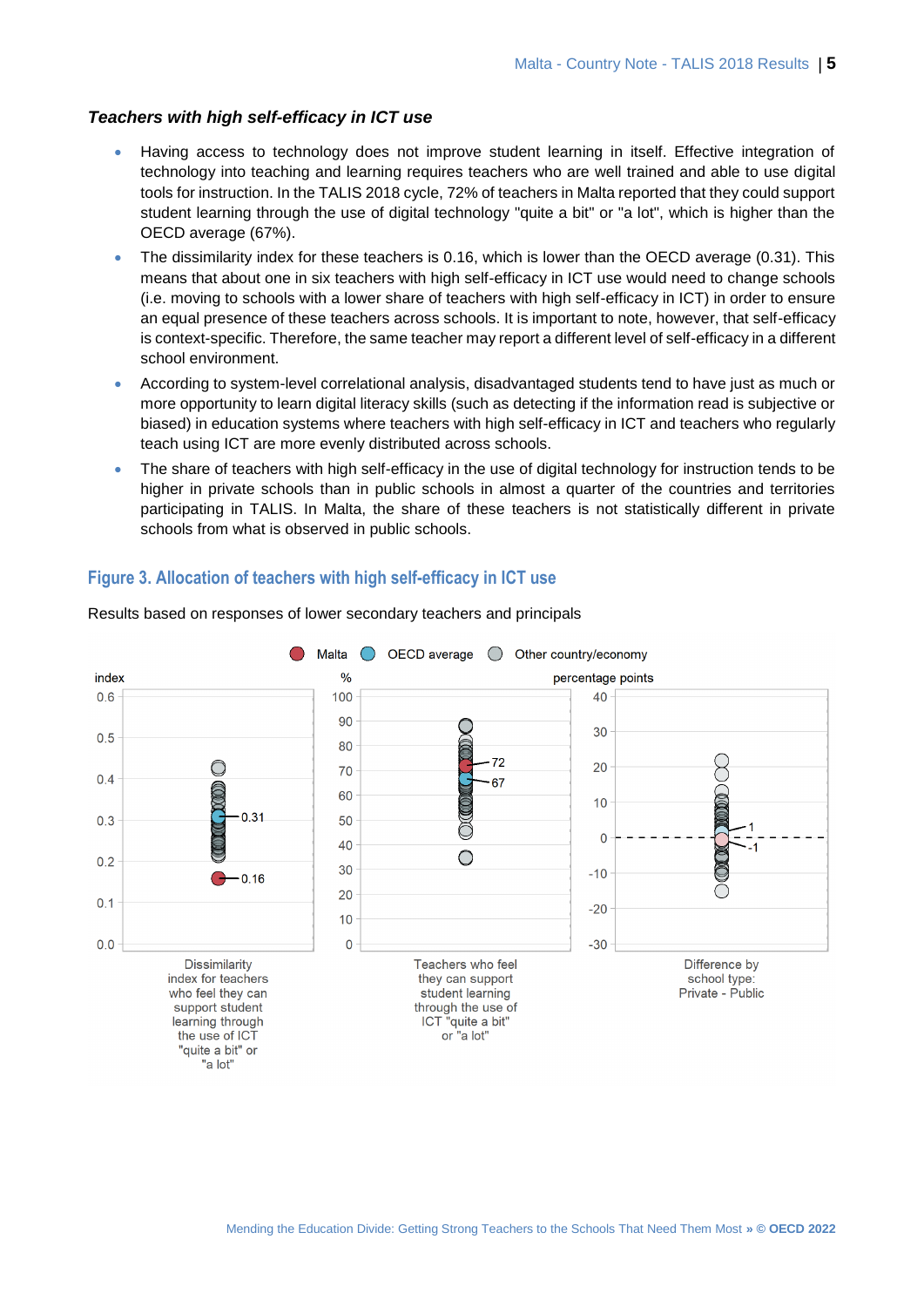### *Teachers with high self-efficacy in ICT use*

- Having access to technology does not improve student learning in itself. Effective integration of technology into teaching and learning requires teachers who are well trained and able to use digital tools for instruction. In the TALIS 2018 cycle, 72% of teachers in Malta reported that they could support student learning through the use of digital technology "quite a bit" or "a lot", which is higher than the OECD average (67%).
- The dissimilarity index for these teachers is 0.16, which is lower than the OECD average (0.31). This means that about one in six teachers with high self-efficacy in ICT use would need to change schools (i.e. moving to schools with a lower share of teachers with high self-efficacy in ICT) in order to ensure an equal presence of these teachers across schools. It is important to note, however, that self-efficacy is context-specific. Therefore, the same teacher may report a different level of self-efficacy in a different school environment.
- According to system-level correlational analysis, disadvantaged students tend to have just as much or more opportunity to learn digital literacy skills (such as detecting if the information read is subjective or biased) in education systems where teachers with high self-efficacy in ICT and teachers who regularly teach using ICT are more evenly distributed across schools.
- The share of teachers with high self-efficacy in the use of digital technology for instruction tends to be higher in private schools than in public schools in almost a quarter of the countries and territories participating in TALIS. In Malta, the share of these teachers is not statistically different in private schools from what is observed in public schools.

## Figure 3. Allocation of teachers with high self-efficacy in ICT use

Results based on responses of lower secondary teachers and principals

Malta | OECD average | Other country/economy

| | Malta | OECD average |
|---|---|---|
| Dissimilarity index for teachers who feel they can support student learning through the use of ICT "quite a bit" or "a lot" (index) | 0.16 | 0.31 |
| Teachers who feel they can support student learning through the use of ICT "quite a bit" or "a lot" (%) | 72 | 67 |
| Difference by school type: Private - Public (percentage points) | 1 | -1 |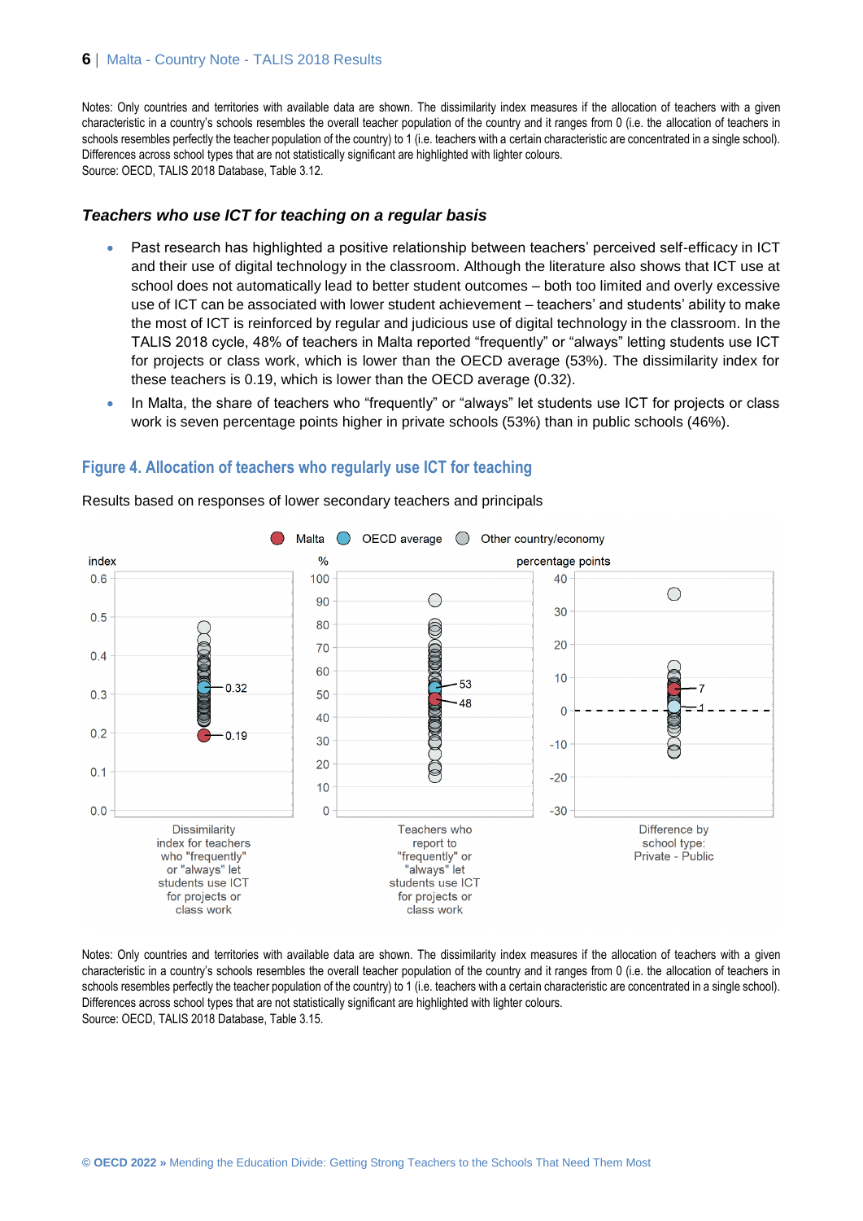Notes: Only countries and territories with available data are shown. The dissimilarity index measures if the allocation of teachers with a given characteristic in a country's schools resembles the overall teacher population of the country and it ranges from 0 (i.e. the allocation of teachers in schools resembles perfectly the teacher population of the country) to 1 (i.e. teachers with a certain characteristic are concentrated in a single school). Differences across school types that are not statistically significant are highlighted with lighter colours.
Source: OECD, TALIS 2018 Database, Table 3.12.

### *Teachers who use ICT for teaching on a regular basis*

- Past research has highlighted a positive relationship between teachers' perceived self-efficacy in ICT and their use of digital technology in the classroom. Although the literature also shows that ICT use at school does not automatically lead to better student outcomes – both too limited and overly excessive use of ICT can be associated with lower student achievement – teachers' and students' ability to make the most of ICT is reinforced by regular and judicious use of digital technology in the classroom. In the TALIS 2018 cycle, 48% of teachers in Malta reported "frequently" or "always" letting students use ICT for projects or class work, which is lower than the OECD average (53%). The dissimilarity index for these teachers is 0.19, which is lower than the OECD average (0.32).
- In Malta, the share of teachers who "frequently" or "always" let students use ICT for projects or class work is seven percentage points higher in private schools (53%) than in public schools (46%).

## Figure 4. Allocation of teachers who regularly use ICT for teaching

Results based on responses of lower secondary teachers and principals

Notes: Only countries and territories with available data are shown. The dissimilarity index measures if the allocation of teachers with a given characteristic in a country's schools resembles the overall teacher population of the country and it ranges from 0 (i.e. the allocation of teachers in schools resembles perfectly the teacher population of the country) to 1 (i.e. teachers with a certain characteristic are concentrated in a single school). Differences across school types that are not statistically significant are highlighted with lighter colours.
Source: OECD, TALIS 2018 Database, Table 3.15.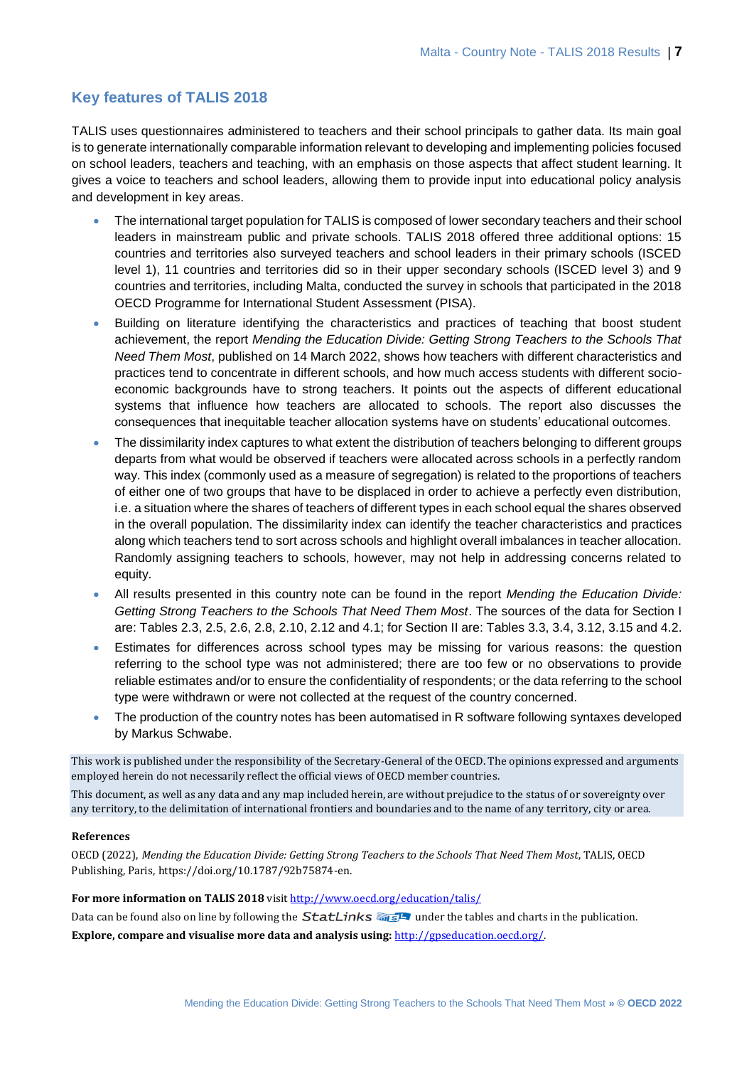## Key features of TALIS 2018

TALIS uses questionnaires administered to teachers and their school principals to gather data. Its main goal is to generate internationally comparable information relevant to developing and implementing policies focused on school leaders, teachers and teaching, with an emphasis on those aspects that affect student learning. It gives a voice to teachers and school leaders, allowing them to provide input into educational policy analysis and development in key areas.

- The international target population for TALIS is composed of lower secondary teachers and their school leaders in mainstream public and private schools. TALIS 2018 offered three additional options: 15 countries and territories also surveyed teachers and school leaders in their primary schools (ISCED level 1), 11 countries and territories did so in their upper secondary schools (ISCED level 3) and 9 countries and territories, including Malta, conducted the survey in schools that participated in the 2018 OECD Programme for International Student Assessment (PISA).
- Building on literature identifying the characteristics and practices of teaching that boost student achievement, the report *Mending the Education Divide: Getting Strong Teachers to the Schools That Need Them Most*, published on 14 March 2022, shows how teachers with different characteristics and practices tend to concentrate in different schools, and how much access students with different socio-economic backgrounds have to strong teachers. It points out the aspects of different educational systems that influence how teachers are allocated to schools. The report also discusses the consequences that inequitable teacher allocation systems have on students' educational outcomes.
- The dissimilarity index captures to what extent the distribution of teachers belonging to different groups departs from what would be observed if teachers were allocated across schools in a perfectly random way. This index (commonly used as a measure of segregation) is related to the proportions of teachers of either one of two groups that have to be displaced in order to achieve a perfectly even distribution, i.e. a situation where the shares of teachers of different types in each school equal the shares observed in the overall population. The dissimilarity index can identify the teacher characteristics and practices along which teachers tend to sort across schools and highlight overall imbalances in teacher allocation. Randomly assigning teachers to schools, however, may not help in addressing concerns related to equity.
- All results presented in this country note can be found in the report *Mending the Education Divide: Getting Strong Teachers to the Schools That Need Them Most*. The sources of the data for Section I are: Tables 2.3, 2.5, 2.6, 2.8, 2.10, 2.12 and 4.1; for Section II are: Tables 3.3, 3.4, 3.12, 3.15 and 4.2.
- Estimates for differences across school types may be missing for various reasons: the question referring to the school type was not administered; there are too few or no observations to provide reliable estimates and/or to ensure the confidentiality of respondents; or the data referring to the school type were withdrawn or were not collected at the request of the country concerned.
- The production of the country notes has been automatised in R software following syntaxes developed by Markus Schwabe.

This work is published under the responsibility of the Secretary-General of the OECD. The opinions expressed and arguments employed herein do not necessarily reflect the official views of OECD member countries.

This document, as well as any data and any map included herein, are without prejudice to the status of or sovereignty over any territory, to the delimitation of international frontiers and boundaries and to the name of any territory, city or area.

**References**

OECD (2022), *Mending the Education Divide: Getting Strong Teachers to the Schools That Need Them Most*, TALIS, OECD Publishing, Paris, https://doi.org/10.1787/92b75874-en.

**For more information on TALIS 2018** visit http://www.oecd.org/education/talis/

Data can be found also on line by following the StatLinks under the tables and charts in the publication.

**Explore, compare and visualise more data and analysis using:** http://gpseducation.oecd.org/.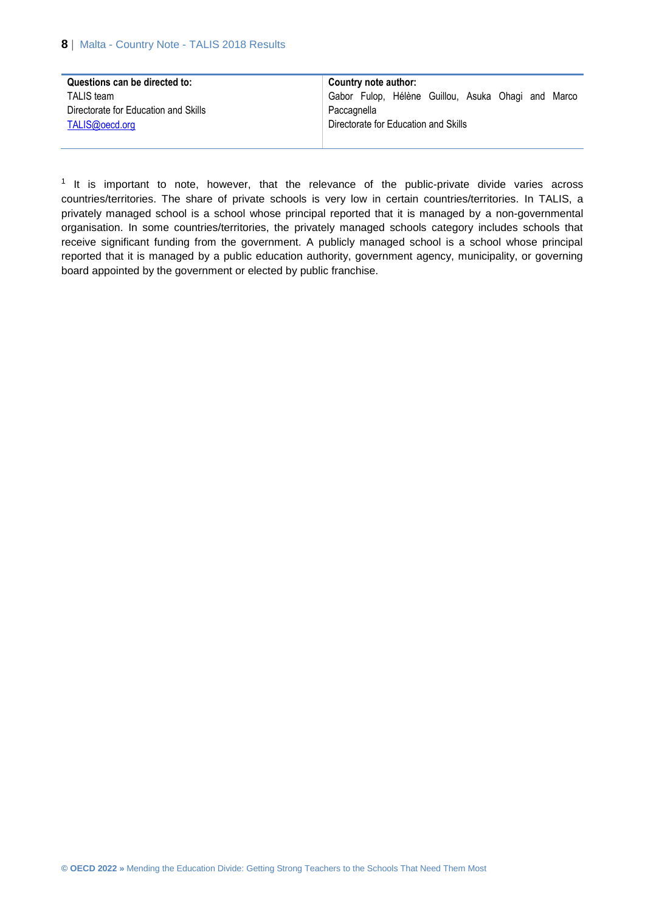| Questions can be directed to: | Country note author: |
|---|---|
| TALIS team<br>Directorate for Education and Skills<br>TALIS@oecd.org | Gabor Fulop, Hélène Guillou, Asuka Ohagi and Marco Paccagnella<br>Directorate for Education and Skills |

[1] It is important to note, however, that the relevance of the public-private divide varies across countries/territories. The share of private schools is very low in certain countries/territories. In TALIS, a privately managed school is a school whose principal reported that it is managed by a non-governmental organisation. In some countries/territories, the privately managed schools category includes schools that receive significant funding from the government. A publicly managed school is a school whose principal reported that it is managed by a public education authority, government agency, municipality, or governing board appointed by the government or elected by public franchise.